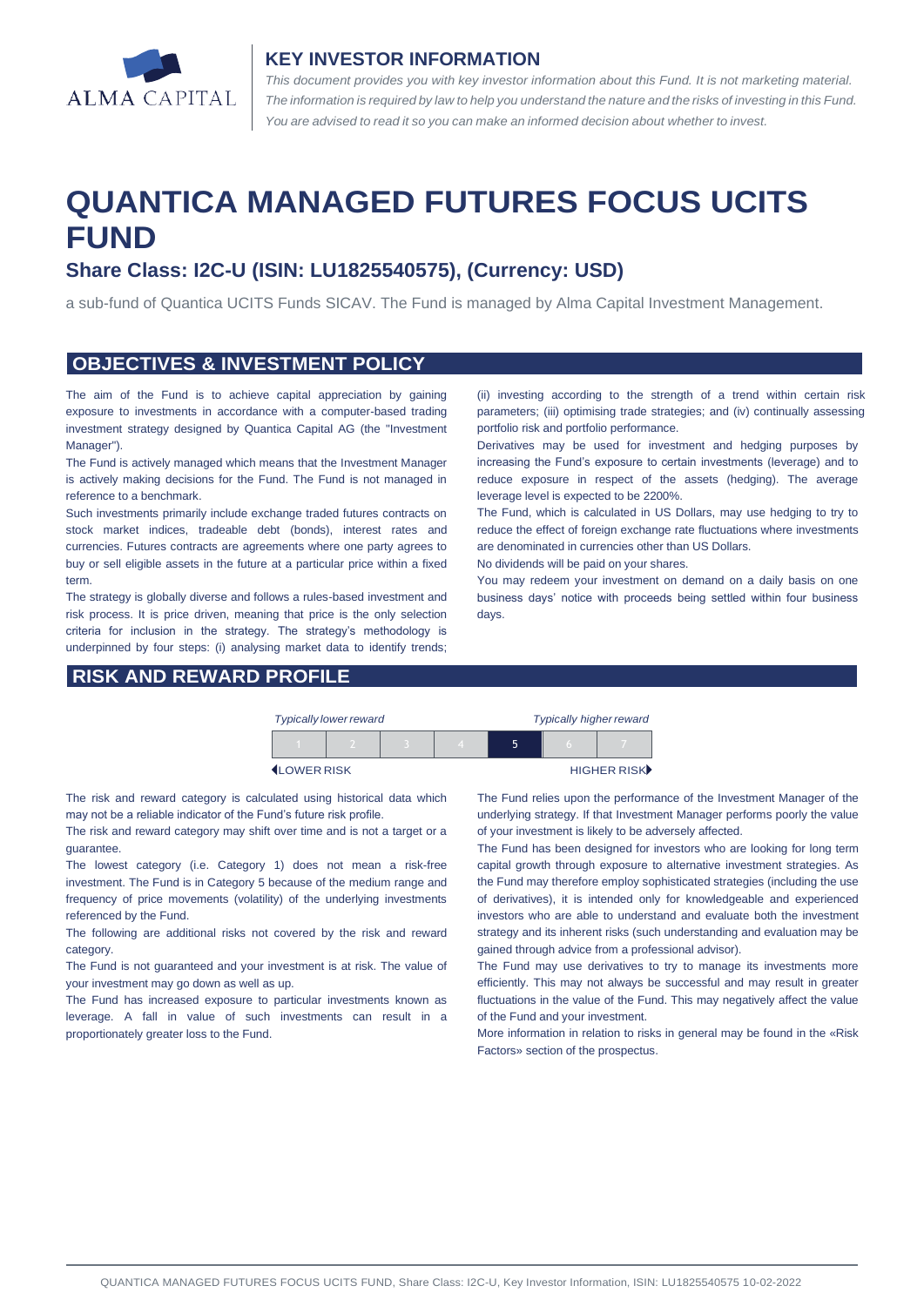ALMA CAPITAL

**KEY INVESTOR INFORMATION**

*This document provides you with key investor information about this Fund. It is not marketing material. The information is required by law to help you understand the nature and the risks of investing in this Fund. You are advised to read it so you can make an informed decision about whether to invest.*

# QUANTICA MANAGED FUTURES FOCUS UCITS FUND

## Share Class: I2C-U (ISIN: LU1825540575), (Currency: USD)

a sub-fund of Quantica UCITS Funds SICAV. The Fund is managed by Alma Capital Investment Management.

## OBJECTIVES & INVESTMENT POLICY

The aim of the Fund is to achieve capital appreciation by gaining exposure to investments in accordance with a computer-based trading investment strategy designed by Quantica Capital AG (the "Investment Manager").

The Fund is actively managed which means that the Investment Manager is actively making decisions for the Fund. The Fund is not managed in reference to a benchmark.

Such investments primarily include exchange traded futures contracts on stock market indices, tradeable debt (bonds), interest rates and currencies. Futures contracts are agreements where one party agrees to buy or sell eligible assets in the future at a particular price within a fixed term.

The strategy is globally diverse and follows a rules-based investment and risk process. It is price driven, meaning that price is the only selection criteria for inclusion in the strategy. The strategy's methodology is underpinned by four steps: (i) analysing market data to identify trends; (ii) investing according to the strength of a trend within certain risk parameters; (iii) optimising trade strategies; and (iv) continually assessing portfolio risk and portfolio performance.

Derivatives may be used for investment and hedging purposes by increasing the Fund's exposure to certain investments (leverage) and to reduce exposure in respect of the assets (hedging). The average leverage level is expected to be 2200%.

The Fund, which is calculated in US Dollars, may use hedging to try to reduce the effect of foreign exchange rate fluctuations where investments are denominated in currencies other than US Dollars.

No dividends will be paid on your shares.

You may redeem your investment on demand on a daily basis on one business days' notice with proceeds being settled within four business days.

## RISK AND REWARD PROFILE

*Typically lower reward* — *Typically higher reward*

| 1 | 2 | 3 | 4 | **5** | 6 | 7 |
|---|---|---|---|---|---|---|

LOWER RISK — HIGHER RISK

The risk and reward category is calculated using historical data which may not be a reliable indicator of the Fund's future risk profile.

The risk and reward category may shift over time and is not a target or a guarantee.

The lowest category (i.e. Category 1) does not mean a risk-free investment. The Fund is in Category 5 because of the medium range and frequency of price movements (volatility) of the underlying investments referenced by the Fund.

The following are additional risks not covered by the risk and reward category.

The Fund is not guaranteed and your investment is at risk. The value of your investment may go down as well as up.

The Fund has increased exposure to particular investments known as leverage. A fall in value of such investments can result in a proportionately greater loss to the Fund.

The Fund relies upon the performance of the Investment Manager of the underlying strategy. If that Investment Manager performs poorly the value of your investment is likely to be adversely affected.

The Fund has been designed for investors who are looking for long term capital growth through exposure to alternative investment strategies. As the Fund may therefore employ sophisticated strategies (including the use of derivatives), it is intended only for knowledgeable and experienced investors who are able to understand and evaluate both the investment strategy and its inherent risks (such understanding and evaluation may be gained through advice from a professional advisor).

The Fund may use derivatives to try to manage its investments more efficiently. This may not always be successful and may result in greater fluctuations in the value of the Fund. This may negatively affect the value of the Fund and your investment.

More information in relation to risks in general may be found in the «Risk Factors» section of the prospectus.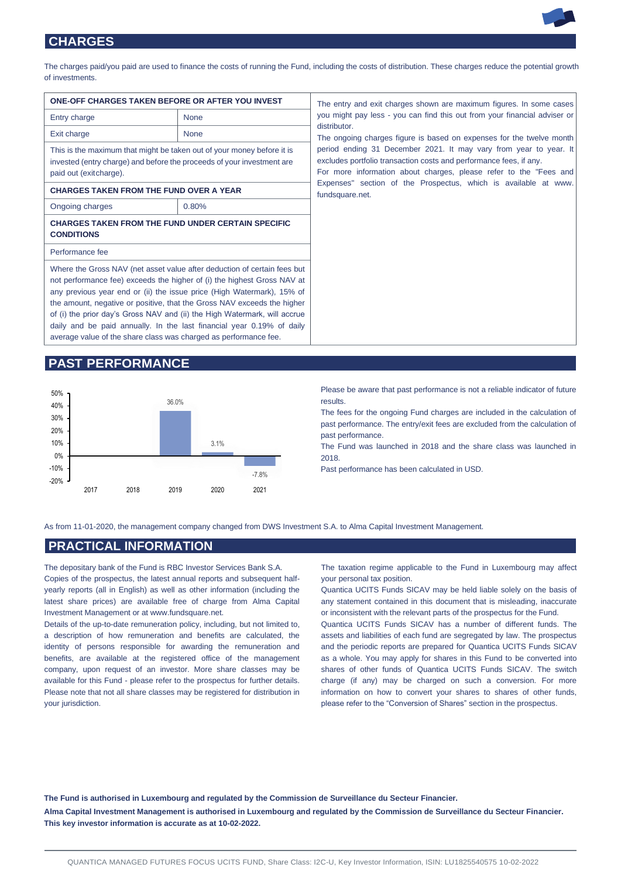## CHARGES

The charges paid/you paid are used to finance the costs of running the Fund, including the costs of distribution. These charges reduce the potential growth of investments.

| ONE-OFF CHARGES TAKEN BEFORE OR AFTER YOU INVEST | |
|---|---|
| Entry charge | None |
| Exit charge | None |
| This is the maximum that might be taken out of your money before it is invested (entry charge) and before the proceeds of your investment are paid out (exitcharge). | |
| **CHARGES TAKEN FROM THE FUND OVER A YEAR** | |
| Ongoing charges | 0.80% |
| **CHARGES TAKEN FROM THE FUND UNDER CERTAIN SPECIFIC CONDITIONS** | |
| Performance fee | |
| Where the Gross NAV (net asset value after deduction of certain fees but not performance fee) exceeds the higher of (i) the highest Gross NAV at any previous year end or (ii) the issue price (High Watermark), 15% of the amount, negative or positive, that the Gross NAV exceeds the higher of (i) the prior day's Gross NAV and (ii) the High Watermark, will accrue daily and be paid annually. In the last financial year 0.19% of daily average value of the share class was charged as performance fee. | |

The entry and exit charges shown are maximum figures. In some cases you might pay less - you can find this out from your financial adviser or distributor.

The ongoing charges figure is based on expenses for the twelve month period ending 31 December 2021. It may vary from year to year. It excludes portfolio transaction costs and performance fees, if any.

For more information about charges, please refer to the "Fees and Expenses" section of the Prospectus, which is available at www. fundsquare.net.

## PAST PERFORMANCE

50%
40%
30%
20%
10%
0%
-10%
-20%

36.0%
3.1%
-7.8%

2017 2018 2019 2020 2021

Please be aware that past performance is not a reliable indicator of future results.

The fees for the ongoing Fund charges are included in the calculation of past performance. The entry/exit fees are excluded from the calculation of past performance.

The Fund was launched in 2018 and the share class was launched in 2018.

Past performance has been calculated in USD.

As from 11-01-2020, the management company changed from DWS Investment S.A. to Alma Capital Investment Management.

## PRACTICAL INFORMATION

The depositary bank of the Fund is RBC Investor Services Bank S.A.

Copies of the prospectus, the latest annual reports and subsequent half-yearly reports (all in English) as well as other information (including the latest share prices) are available free of charge from Alma Capital Investment Management or at www.fundsquare.net.

Details of the up-to-date remuneration policy, including, but not limited to, a description of how remuneration and benefits are calculated, the identity of persons responsible for awarding the remuneration and benefits, are available at the registered office of the management company, upon request of an investor. More share classes may be available for this Fund - please refer to the prospectus for further details. Please note that not all share classes may be registered for distribution in your jurisdiction.

The taxation regime applicable to the Fund in Luxembourg may affect your personal tax position.

Quantica UCITS Funds SICAV may be held liable solely on the basis of any statement contained in this document that is misleading, inaccurate or inconsistent with the relevant parts of the prospectus for the Fund.

Quantica UCITS Funds SICAV has a number of different funds. The assets and liabilities of each fund are segregated by law. The prospectus and the periodic reports are prepared for Quantica UCITS Funds SICAV as a whole. You may apply for shares in this Fund to be converted into shares of other funds of Quantica UCITS Funds SICAV. The switch charge (if any) may be charged on such a conversion. For more information on how to convert your shares to shares of other funds, please refer to the "Conversion of Shares" section in the prospectus.

**The Fund is authorised in Luxembourg and regulated by the Commission de Surveillance du Secteur Financier.**

**Alma Capital Investment Management is authorised in Luxembourg and regulated by the Commission de Surveillance du Secteur Financier.**

**This key investor information is accurate as at 10-02-2022.**